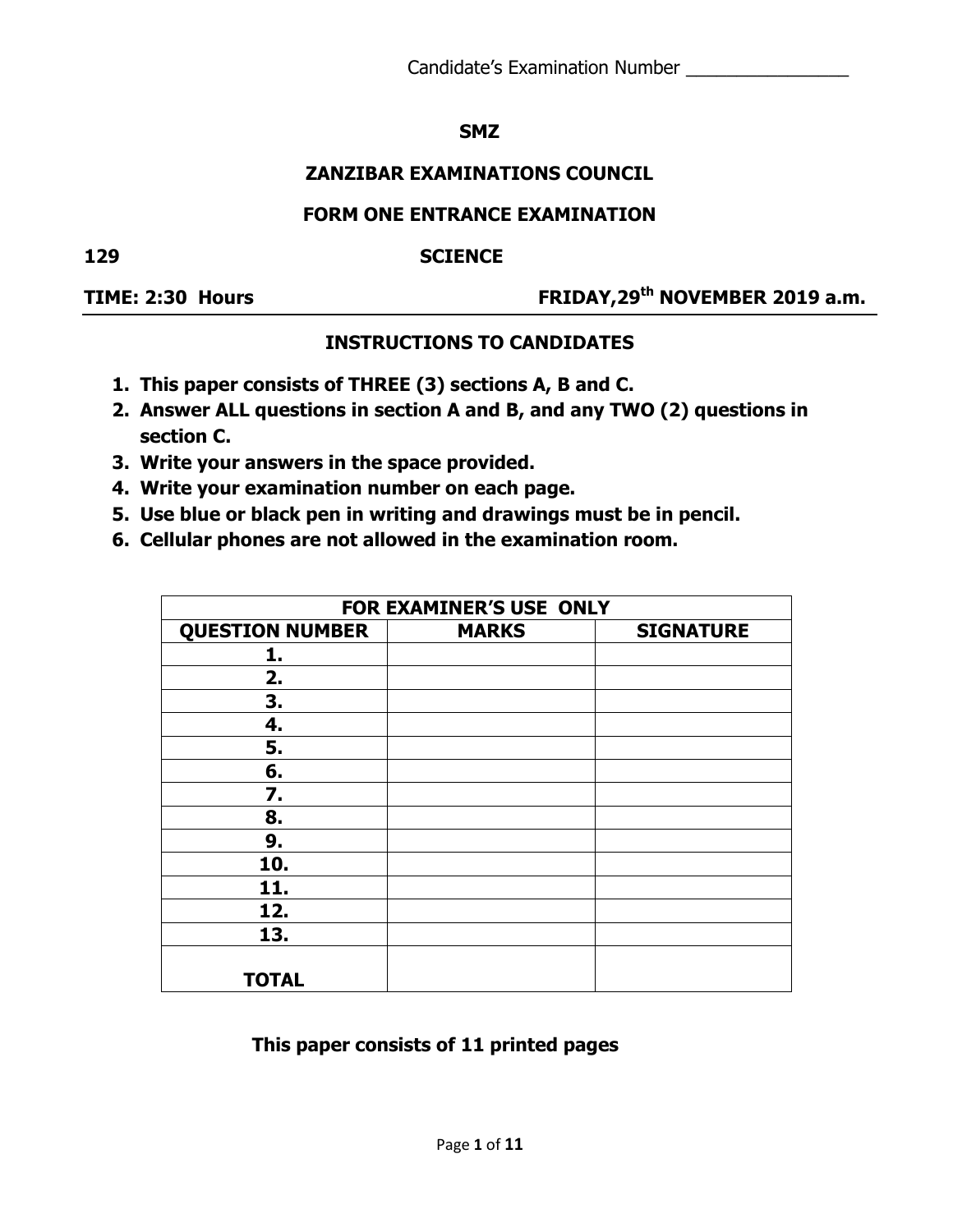Candidate's Examination Number ________________

**SMZ**

# ZANZIBAR EXAMINATIONS COUNCIL

## FORM ONE ENTRANCE EXAMINATION

**129** **SCIENCE**

**TIME: 2:30 Hours** **FRIDAY,29th NOVEMBER 2019 a.m.**

### INSTRUCTIONS TO CANDIDATES

1. **This paper consists of THREE (3) sections A, B and C.**
2. **Answer ALL questions in section A and B, and any TWO (2) questions in section C.**
3. **Write your answers in the space provided.**
4. **Write your examination number on each page.**
5. **Use blue or black pen in writing and drawings must be in pencil.**
6. **Cellular phones are not allowed in the examination room.**

| FOR EXAMINER'S USE ONLY | | |
|---|---|---|
| **QUESTION NUMBER** | **MARKS** | **SIGNATURE** |
| **1.** | | |
| **2.** | | |
| **3.** | | |
| **4.** | | |
| **5.** | | |
| **6.** | | |
| **7.** | | |
| **8.** | | |
| **9.** | | |
| **10.** | | |
| **11.** | | |
| **12.** | | |
| **13.** | | |
| **TOTAL** | | |

**This paper consists of 11 printed pages**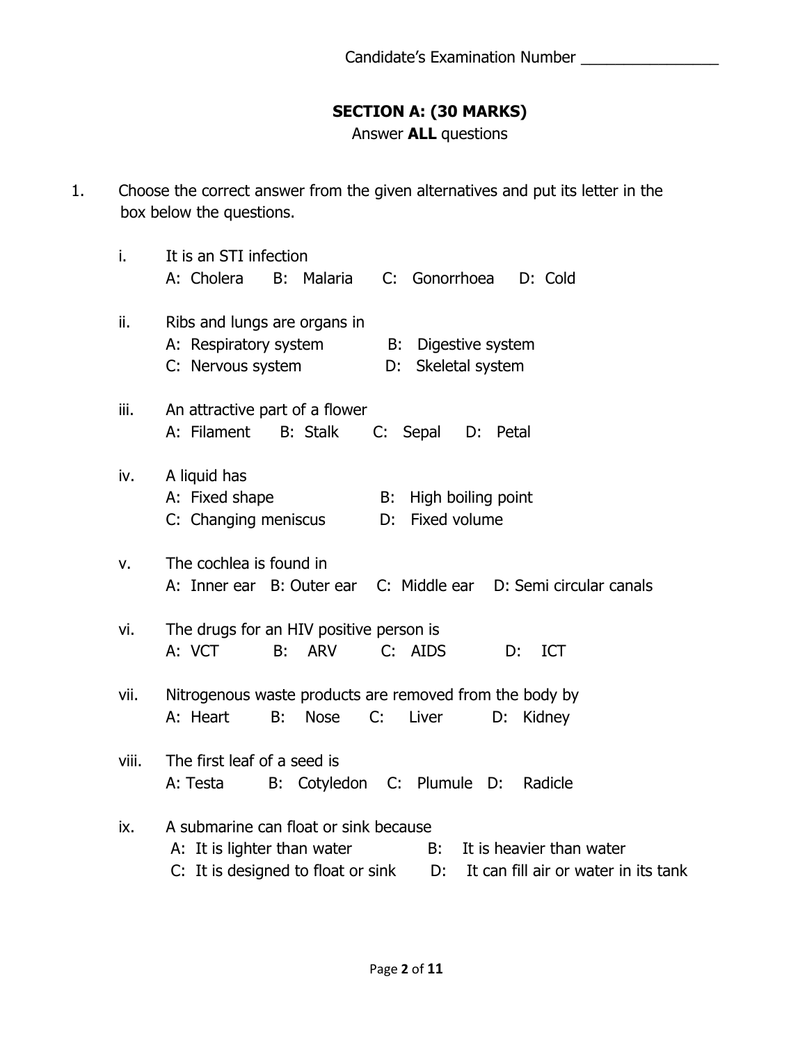Candidate's Examination Number ________________

## SECTION A: (30 MARKS)

Answer **ALL** questions

1. Choose the correct answer from the given alternatives and put its letter in the box below the questions.

   i. It is an STI infection
   A: Cholera B: Malaria C: Gonorrhoea D: Cold

   ii. Ribs and lungs are organs in
   A: Respiratory system B: Digestive system
   C: Nervous system D: Skeletal system

   iii. An attractive part of a flower
   A: Filament B: Stalk C: Sepal D: Petal

   iv. A liquid has
   A: Fixed shape B: High boiling point
   C: Changing meniscus D: Fixed volume

   v. The cochlea is found in
   A: Inner ear B: Outer ear C: Middle ear D: Semi circular canals

   vi. The drugs for an HIV positive person is
   A: VCT B: ARV C: AIDS D: ICT

   vii. Nitrogenous waste products are removed from the body by
   A: Heart B: Nose C: Liver D: Kidney

   viii. The first leaf of a seed is
   A: Testa B: Cotyledon C: Plumule D: Radicle

   ix. A submarine can float or sink because
   A: It is lighter than water B: It is heavier than water
   C: It is designed to float or sink D: It can fill air or water in its tank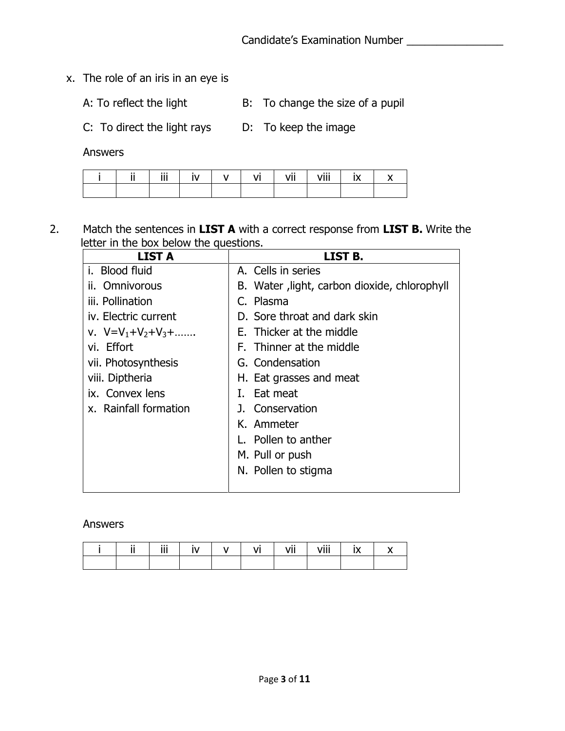Candidate's Examination Number ________________

x. The role of an iris in an eye is

A: To reflect the light B: To change the size of a pupil

C: To direct the light rays D: To keep the image

Answers

| i | ii | iii | iv | v | vi | vii | viii | ix | x |
|---|---|---|---|---|---|---|---|---|---|
| | | | | | | | | | |

2. Match the sentences in **LIST A** with a correct response from **LIST B.** Write the letter in the box below the questions.

| LIST A | LIST B. |
|---|---|
| i. Blood fluid | A. Cells in series |
| ii. Omnivorous | B. Water ,light, carbon dioxide, chlorophyll |
| iii. Pollination | C. Plasma |
| iv. Electric current | D. Sore throat and dark skin |
| v. $V=V_1+V_2+V_3+$……. | E. Thicker at the middle |
| vi. Effort | F. Thinner at the middle |
| vii. Photosynthesis | G. Condensation |
| viii. Diptheria | H. Eat grasses and meat |
| ix. Convex lens | I. Eat meat |
| x. Rainfall formation | J. Conservation |
| | K. Ammeter |
| | L. Pollen to anther |
| | M. Pull or push |
| | N. Pollen to stigma |

Answers

| i | ii | iii | iv | v | vi | vii | viii | ix | x |
|---|---|---|---|---|---|---|---|---|---|
| | | | | | | | | | |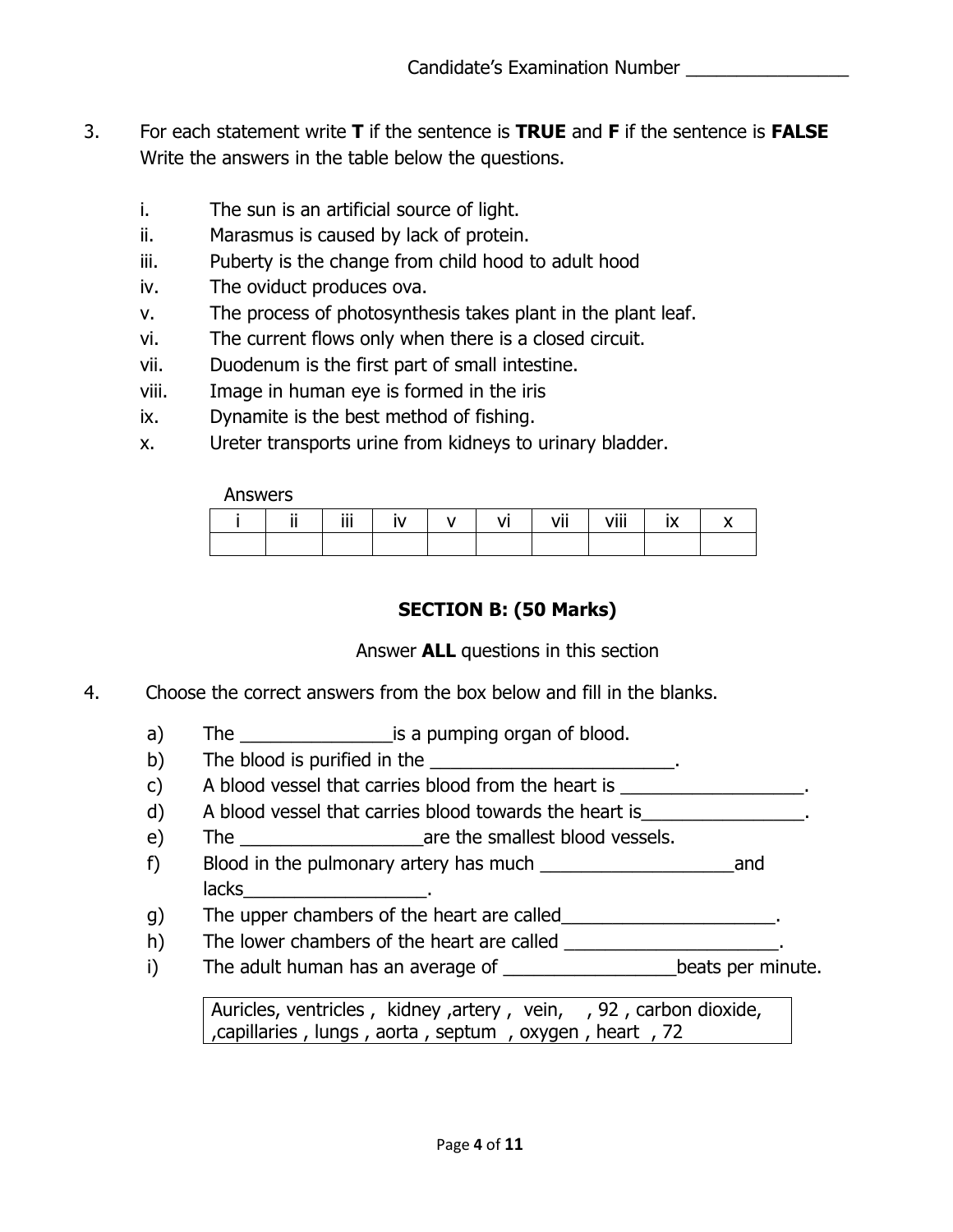Candidate's Examination Number ________________

3. For each statement write **T** if the sentence is **TRUE** and **F** if the sentence is **FALSE** Write the answers in the table below the questions.

   i. The sun is an artificial source of light.
   ii. Marasmus is caused by lack of protein.
   iii. Puberty is the change from child hood to adult hood
   iv. The oviduct produces ova.
   v. The process of photosynthesis takes plant in the plant leaf.
   vi. The current flows only when there is a closed circuit.
   vii. Duodenum is the first part of small intestine.
   viii. Image in human eye is formed in the iris
   ix. Dynamite is the best method of fishing.
   x. Ureter transports urine from kidneys to urinary bladder.

Answers

| i | ii | iii | iv | v | vi | vii | viii | ix | x |
|---|---|---|---|---|---|---|---|---|---|
| | | | | | | | | | |

## SECTION B: (50 Marks)

Answer **ALL** questions in this section

4. Choose the correct answers from the box below and fill in the blanks.

   a) The _______________is a pumping organ of blood.
   b) The blood is purified in the ________________________.
   c) A blood vessel that carries blood from the heart is __________________.
   d) A blood vessel that carries blood towards the heart is________________.
   e) The __________________are the smallest blood vessels.
   f) Blood in the pulmonary artery has much ___________________and lacks__________________.
   g) The upper chambers of the heart are called_____________________.
   h) The lower chambers of the heart are called _____________________.
   i) The adult human has an average of _________________beats per minute.

| Auricles, ventricles , kidney ,artery , vein, , 92 , carbon dioxide, ,capillaries , lungs , aorta , septum , oxygen , heart , 72 |
|---|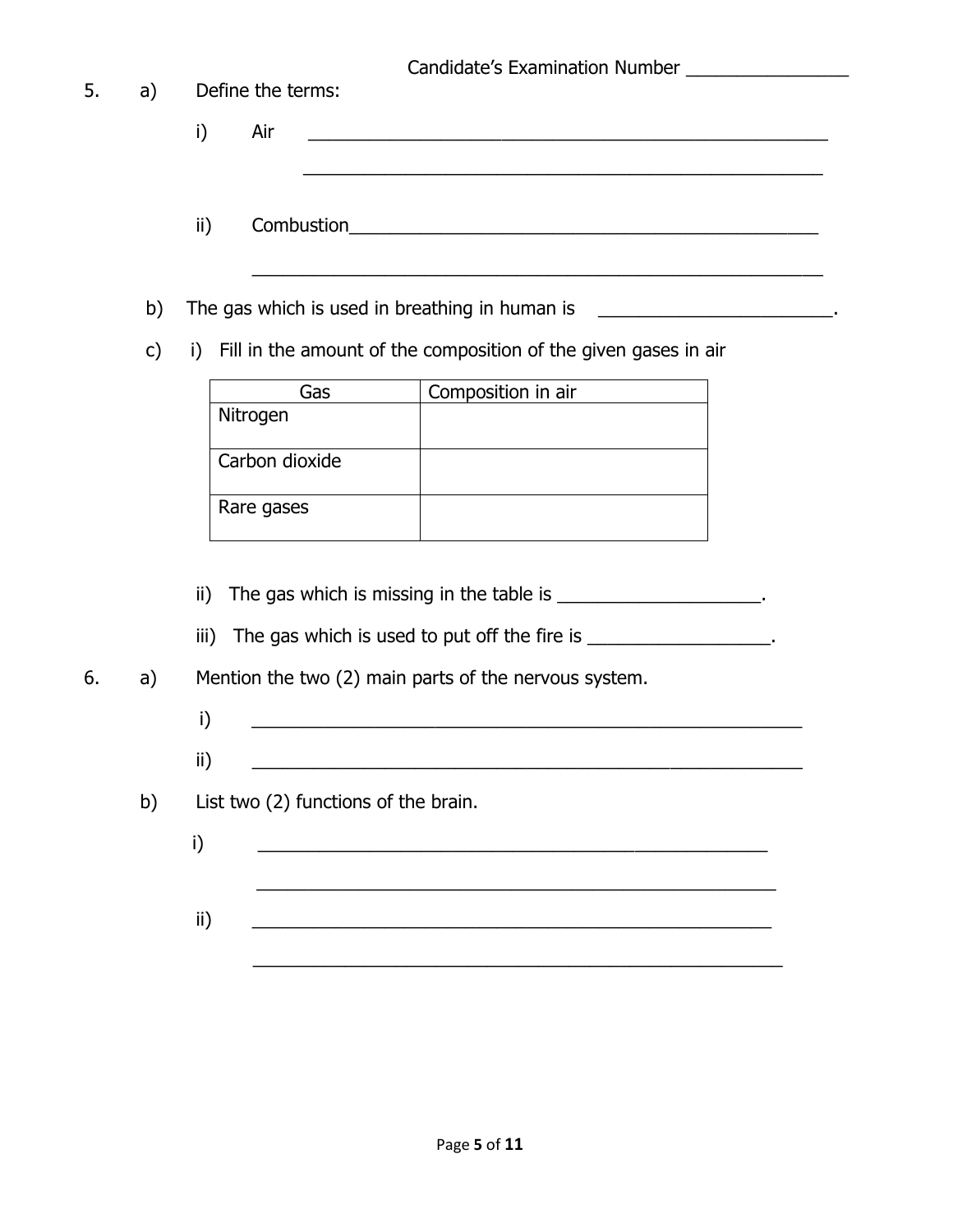Candidate's Examination Number ________________

5. a) Define the terms:

   i) Air ______________________________________________________

   ______________________________________________________

   ii) Combustion______________________________________________________

   ______________________________________________________

   b) The gas which is used in breathing in human is ________________________.

   c) i) Fill in the amount of the composition of the given gases in air

| Gas | Composition in air |
|---|---|
| Nitrogen | |
| Carbon dioxide | |
| Rare gases | |

   ii) The gas which is missing in the table is ____________________.

   iii) The gas which is used to put off the fire is __________________.

6. a) Mention the two (2) main parts of the nervous system.

   i) ______________________________________________________

   ii) ______________________________________________________

   b) List two (2) functions of the brain.

   i) ______________________________________________________

   ______________________________________________________

   ii) ______________________________________________________

   ______________________________________________________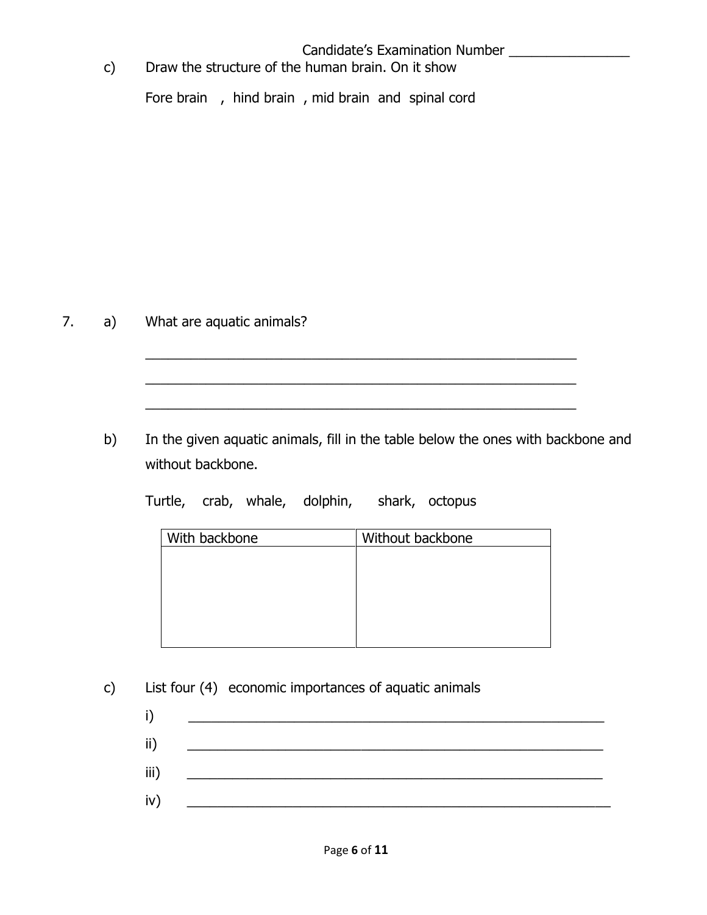Candidate's Examination Number ________________

c) Draw the structure of the human brain. On it show

Fore brain , hind brain , mid brain and spinal cord

7. a) What are aquatic animals?

_____________________________________________________________

_____________________________________________________________

_____________________________________________________________

b) In the given aquatic animals, fill in the table below the ones with backbone and without backbone.

Turtle, crab, whale, dolphin, shark, octopus

| With backbone | Without backbone |
|---|---|
| | |

c) List four (4) economic importances of aquatic animals

i) _____________________________________________________________

ii) _____________________________________________________________

iii) _____________________________________________________________

iv) _____________________________________________________________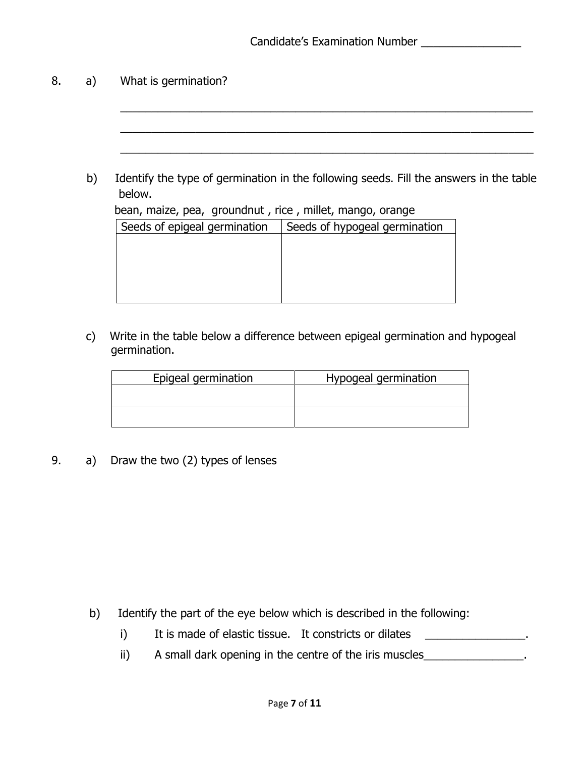Candidate's Examination Number ________________

8. a) What is germination?

______________________________________________________________________

______________________________________________________________________

______________________________________________________________________

b) Identify the type of germination in the following seeds. Fill the answers in the table below.

bean, maize, pea, groundnut , rice , millet, mango, orange

| Seeds of epigeal germination | Seeds of hypogeal germination |
| --- | --- |
| | |

c) Write in the table below a difference between epigeal germination and hypogeal germination.

| Epigeal germination | Hypogeal germination |
| --- | --- |
| | |
| | |

9. a) Draw the two (2) types of lenses

b) Identify the part of the eye below which is described in the following:

i) It is made of elastic tissue. It constricts or dilates ________________.

ii) A small dark opening in the centre of the iris muscles________________.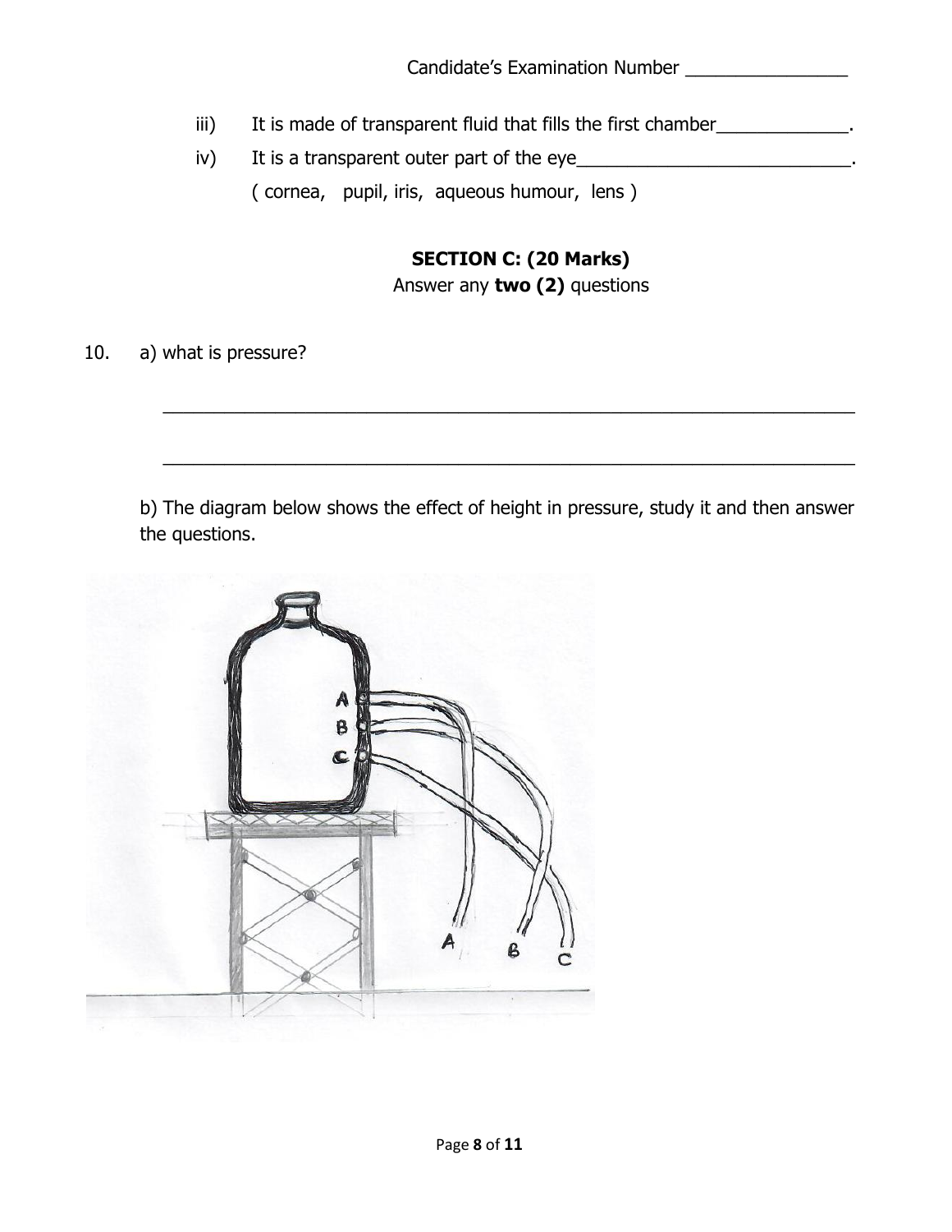Candidate's Examination Number ________________

iii) It is made of transparent fluid that fills the first chamber_____________.

iv) It is a transparent outer part of the eye___________________________.

( cornea, pupil, iris, aqueous humour, lens )

### SECTION C: (20 Marks)

Answer any **two (2)** questions

10. a) what is pressure?

_____________________________________________________________________

_____________________________________________________________________

b) The diagram below shows the effect of height in pressure, study it and then answer the questions.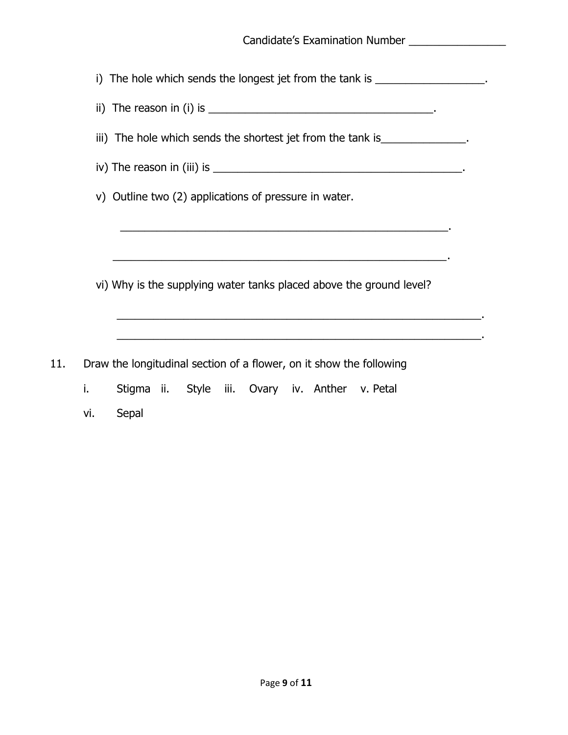i) The hole which sends the longest jet from the tank is __________________.

ii) The reason in (i) is ______________________________________.

iii) The hole which sends the shortest jet from the tank is______________.

iv) The reason in (iii) is ___________________________________________.

v) Outline two (2) applications of pressure in water.

_______________________________________________________.

________________________________________________________.

vi) Why is the supplying water tanks placed above the ground level?

_____________________________________________________________.

_____________________________________________________________.

11. Draw the longitudinal section of a flower, on it show the following

i. Stigma ii. Style iii. Ovary iv. Anther v. Petal

vi. Sepal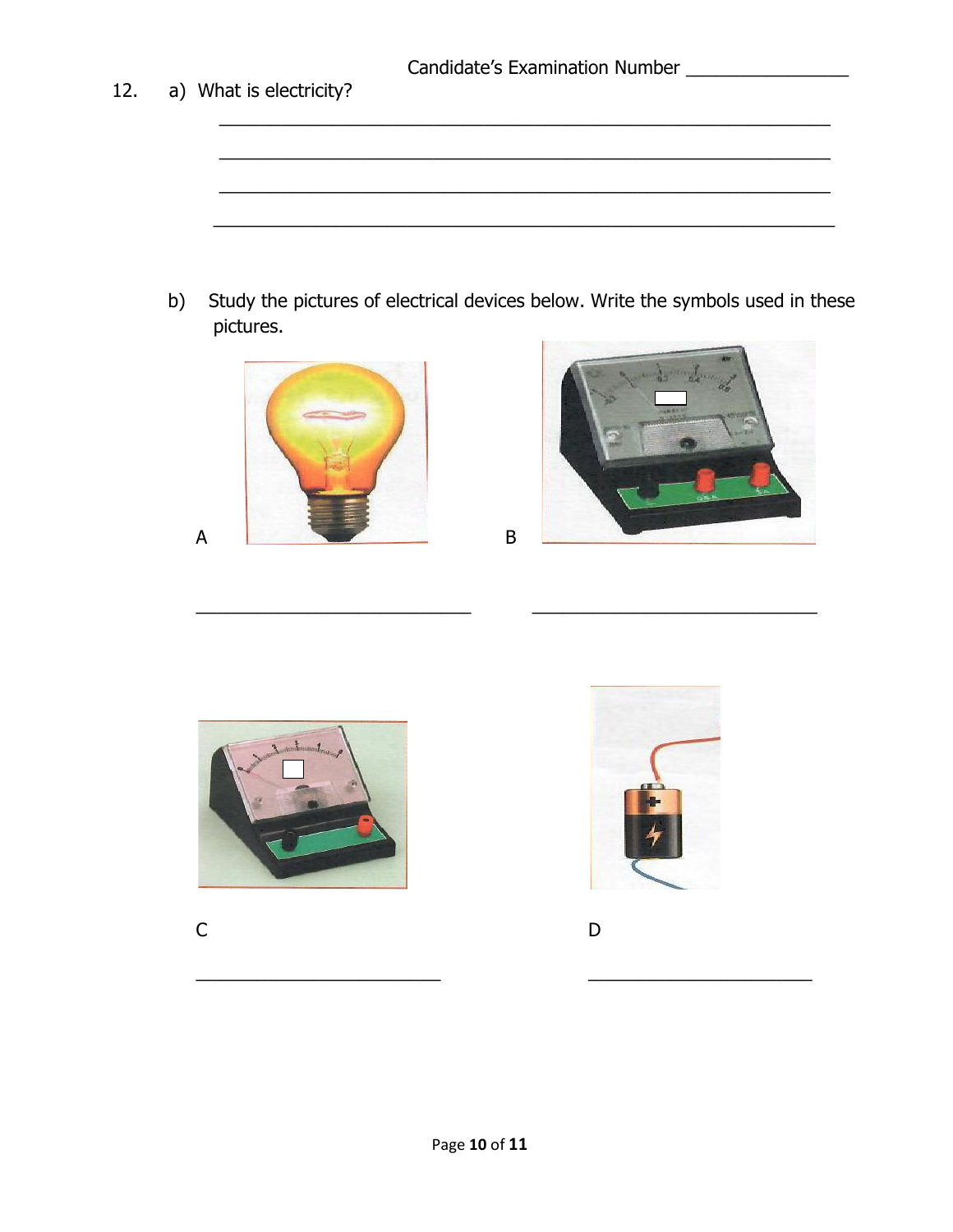Candidate's Examination Number ________________

12. a) What is electricity?

_______________________________________________________________

_______________________________________________________________

_______________________________________________________________

_______________________________________________________________

b) Study the pictures of electrical devices below. Write the symbols used in these pictures.

A

_____________________________

B

_____________________________

C

_____________________________

D

_____________________________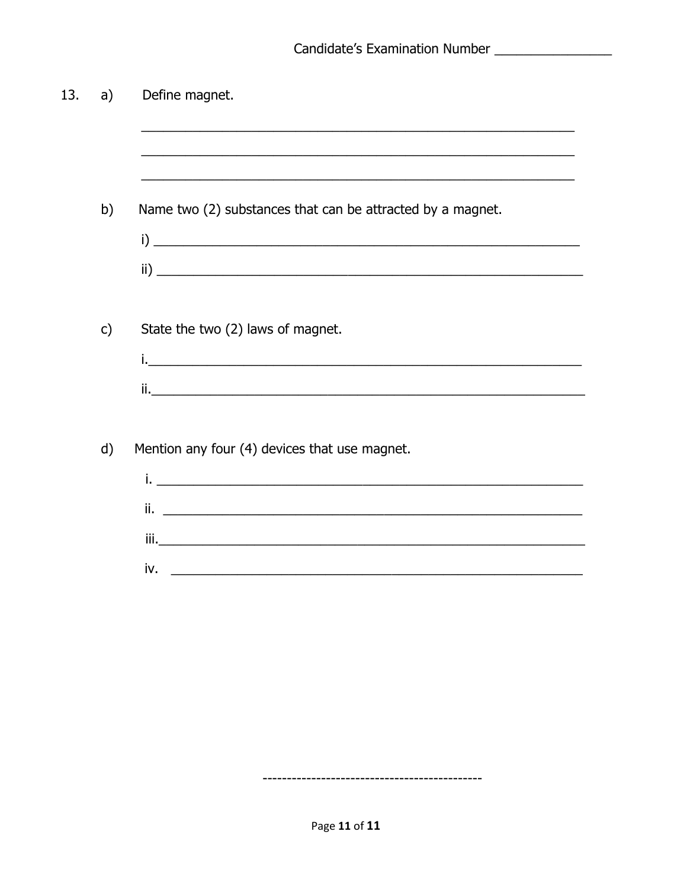13. a) Define magnet.

____________________________________________________________

____________________________________________________________

____________________________________________________________

b) Name two (2) substances that can be attracted by a magnet.

i) ____________________________________________________________

ii) ____________________________________________________________

c) State the two (2) laws of magnet.

i.____________________________________________________________

ii.____________________________________________________________

d) Mention any four (4) devices that use magnet.

i. ____________________________________________________________

ii. ____________________________________________________________

iii.____________________________________________________________

iv. ____________________________________________________________

---------------------------------------------